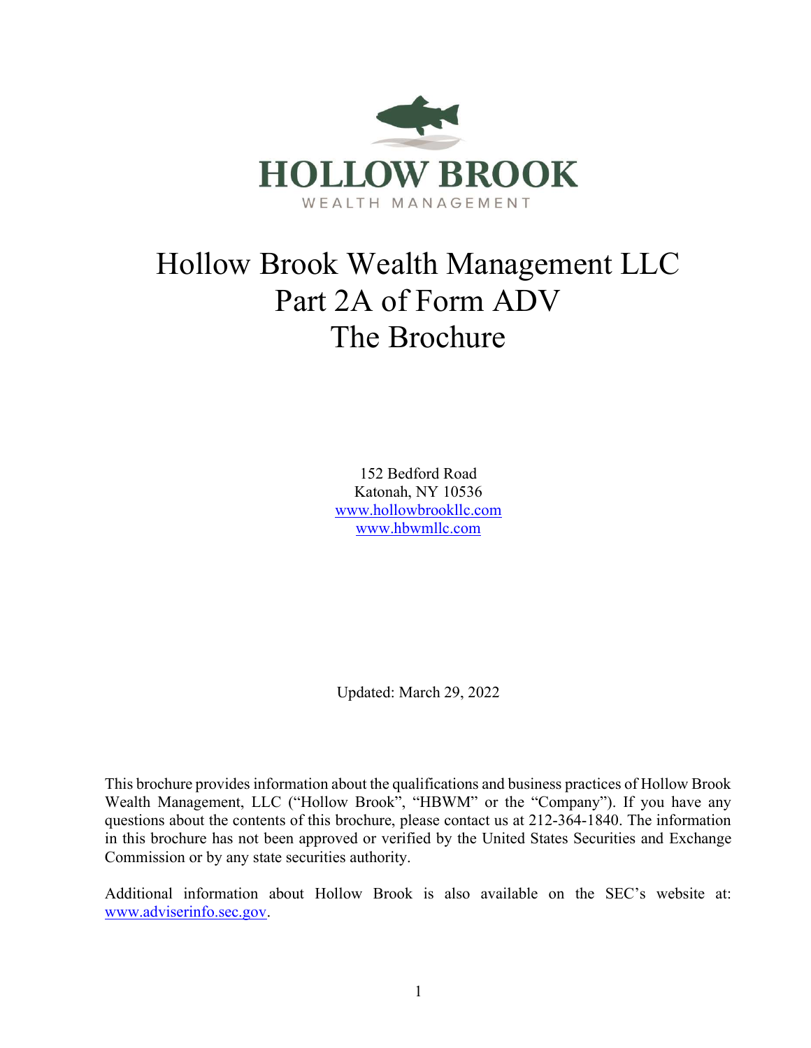HOLLOW BROOK

WEALTH MANAGEMENT

# Hollow Brook Wealth Management LLC
# Part 2A of Form ADV
# The Brochure

152 Bedford Road
Katonah, NY 10536
www.hollowbrookllc.com
www.hbwmllc.com

Updated: March 29, 2022

This brochure provides information about the qualifications and business practices of Hollow Brook Wealth Management, LLC ("Hollow Brook", "HBWM" or the "Company"). If you have any questions about the contents of this brochure, please contact us at 212-364-1840. The information in this brochure has not been approved or verified by the United States Securities and Exchange Commission or by any state securities authority.

Additional information about Hollow Brook is also available on the SEC's website at: www.adviserinfo.sec.gov.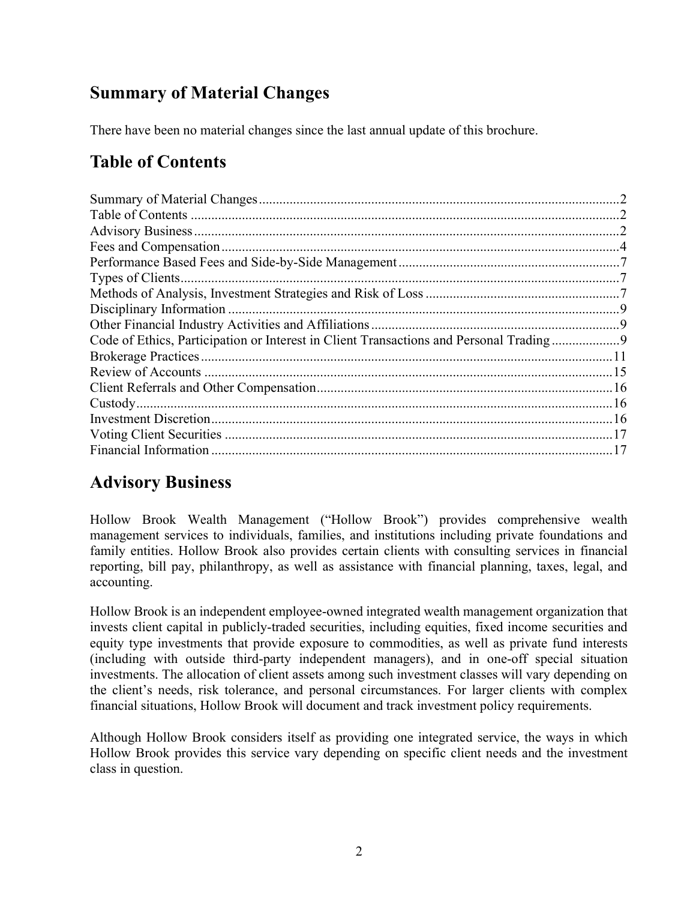## Summary of Material Changes

There have been no material changes since the last annual update of this brochure.

## Table of Contents

| Section | Page |
|---|---|
| Summary of Material Changes | 2 |
| Table of Contents | 2 |
| Advisory Business | 2 |
| Fees and Compensation | 4 |
| Performance Based Fees and Side-by-Side Management | 7 |
| Types of Clients | 7 |
| Methods of Analysis, Investment Strategies and Risk of Loss | 7 |
| Disciplinary Information | 9 |
| Other Financial Industry Activities and Affiliations | 9 |
| Code of Ethics, Participation or Interest in Client Transactions and Personal Trading | 9 |
| Brokerage Practices | 11 |
| Review of Accounts | 15 |
| Client Referrals and Other Compensation | 16 |
| Custody | 16 |
| Investment Discretion | 16 |
| Voting Client Securities | 17 |
| Financial Information | 17 |

## Advisory Business

Hollow Brook Wealth Management ("Hollow Brook") provides comprehensive wealth management services to individuals, families, and institutions including private foundations and family entities. Hollow Brook also provides certain clients with consulting services in financial reporting, bill pay, philanthropy, as well as assistance with financial planning, taxes, legal, and accounting.

Hollow Brook is an independent employee-owned integrated wealth management organization that invests client capital in publicly-traded securities, including equities, fixed income securities and equity type investments that provide exposure to commodities, as well as private fund interests (including with outside third-party independent managers), and in one-off special situation investments. The allocation of client assets among such investment classes will vary depending on the client's needs, risk tolerance, and personal circumstances. For larger clients with complex financial situations, Hollow Brook will document and track investment policy requirements.

Although Hollow Brook considers itself as providing one integrated service, the ways in which Hollow Brook provides this service vary depending on specific client needs and the investment class in question.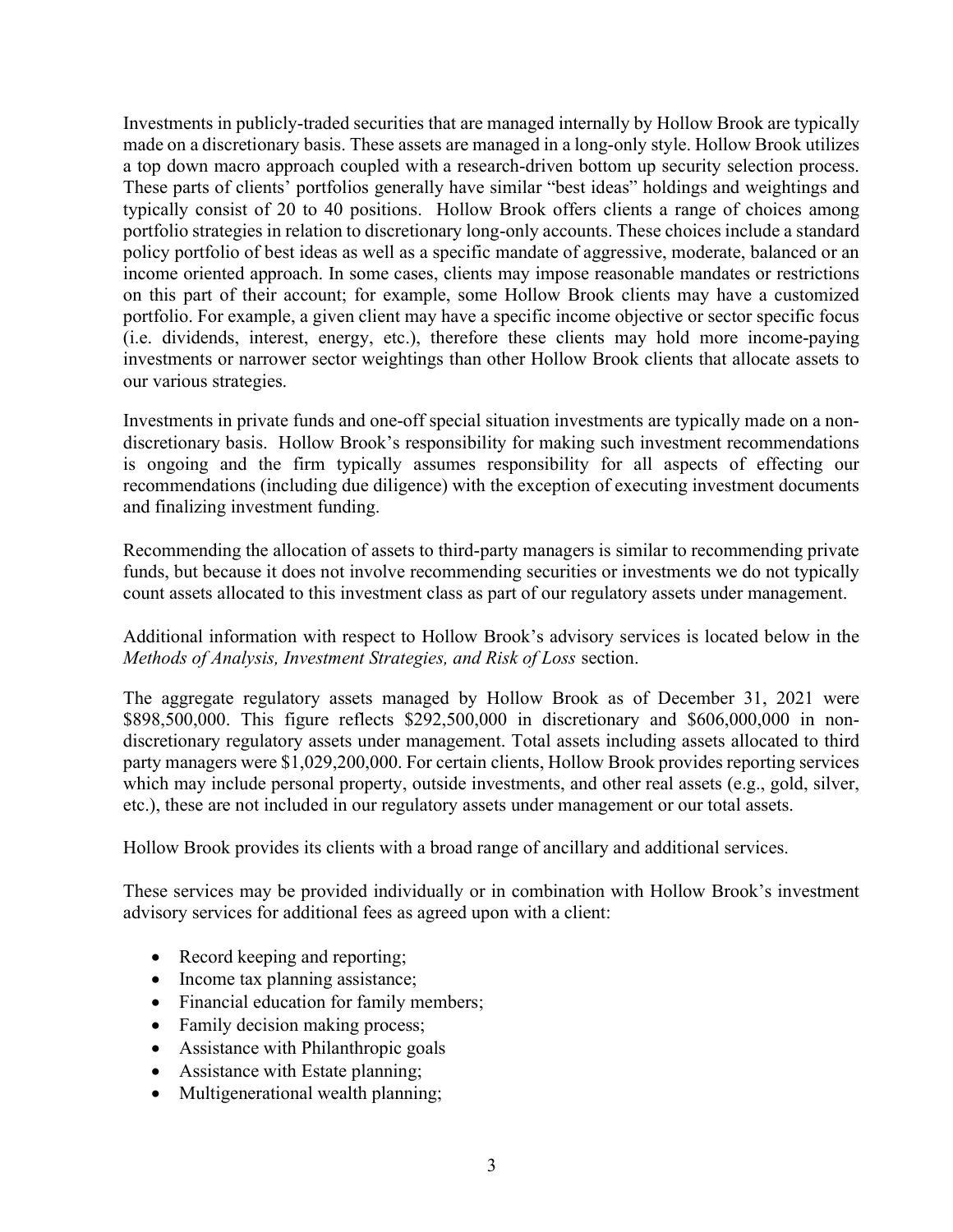Investments in publicly-traded securities that are managed internally by Hollow Brook are typically made on a discretionary basis. These assets are managed in a long-only style. Hollow Brook utilizes a top down macro approach coupled with a research-driven bottom up security selection process. These parts of clients' portfolios generally have similar "best ideas" holdings and weightings and typically consist of 20 to 40 positions. Hollow Brook offers clients a range of choices among portfolio strategies in relation to discretionary long-only accounts. These choices include a standard policy portfolio of best ideas as well as a specific mandate of aggressive, moderate, balanced or an income oriented approach. In some cases, clients may impose reasonable mandates or restrictions on this part of their account; for example, some Hollow Brook clients may have a customized portfolio. For example, a given client may have a specific income objective or sector specific focus (i.e. dividends, interest, energy, etc.), therefore these clients may hold more income-paying investments or narrower sector weightings than other Hollow Brook clients that allocate assets to our various strategies.

Investments in private funds and one-off special situation investments are typically made on a non-discretionary basis. Hollow Brook's responsibility for making such investment recommendations is ongoing and the firm typically assumes responsibility for all aspects of effecting our recommendations (including due diligence) with the exception of executing investment documents and finalizing investment funding.

Recommending the allocation of assets to third-party managers is similar to recommending private funds, but because it does not involve recommending securities or investments we do not typically count assets allocated to this investment class as part of our regulatory assets under management.

Additional information with respect to Hollow Brook's advisory services is located below in the *Methods of Analysis, Investment Strategies, and Risk of Loss* section.

The aggregate regulatory assets managed by Hollow Brook as of December 31, 2021 were $898,500,000. This figure reflects $292,500,000 in discretionary and $606,000,000 in non-discretionary regulatory assets under management. Total assets including assets allocated to third party managers were $1,029,200,000. For certain clients, Hollow Brook provides reporting services which may include personal property, outside investments, and other real assets (e.g., gold, silver, etc.), these are not included in our regulatory assets under management or our total assets.

Hollow Brook provides its clients with a broad range of ancillary and additional services.

These services may be provided individually or in combination with Hollow Brook's investment advisory services for additional fees as agreed upon with a client:

- Record keeping and reporting;
- Income tax planning assistance;
- Financial education for family members;
- Family decision making process;
- Assistance with Philanthropic goals
- Assistance with Estate planning;
- Multigenerational wealth planning;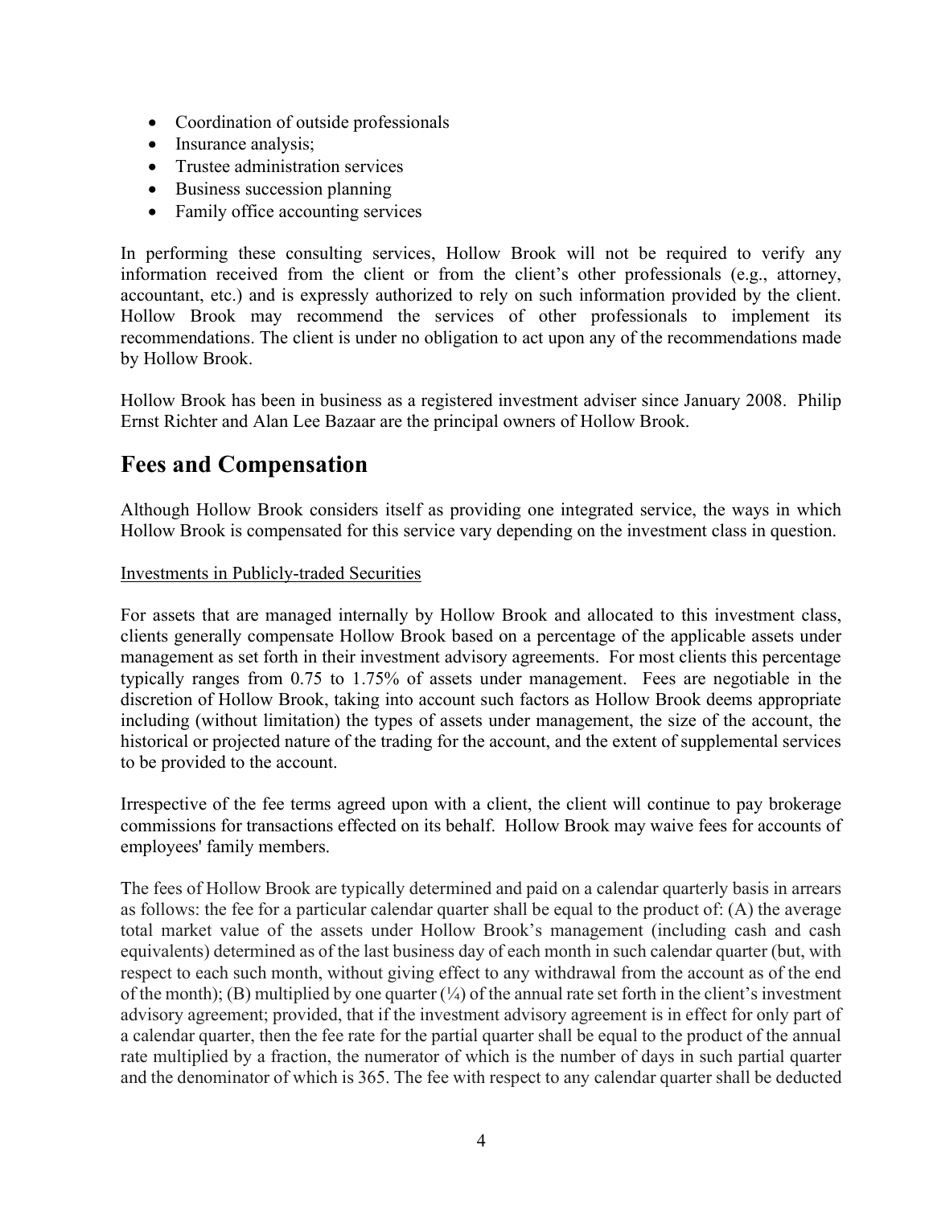- Coordination of outside professionals
- Insurance analysis;
- Trustee administration services
- Business succession planning
- Family office accounting services

In performing these consulting services, Hollow Brook will not be required to verify any information received from the client or from the client's other professionals (e.g., attorney, accountant, etc.) and is expressly authorized to rely on such information provided by the client. Hollow Brook may recommend the services of other professionals to implement its recommendations. The client is under no obligation to act upon any of the recommendations made by Hollow Brook.

Hollow Brook has been in business as a registered investment adviser since January 2008. Philip Ernst Richter and Alan Lee Bazaar are the principal owners of Hollow Brook.

## Fees and Compensation

Although Hollow Brook considers itself as providing one integrated service, the ways in which Hollow Brook is compensated for this service vary depending on the investment class in question.

Investments in Publicly-traded Securities

For assets that are managed internally by Hollow Brook and allocated to this investment class, clients generally compensate Hollow Brook based on a percentage of the applicable assets under management as set forth in their investment advisory agreements. For most clients this percentage typically ranges from 0.75 to 1.75% of assets under management. Fees are negotiable in the discretion of Hollow Brook, taking into account such factors as Hollow Brook deems appropriate including (without limitation) the types of assets under management, the size of the account, the historical or projected nature of the trading for the account, and the extent of supplemental services to be provided to the account.

Irrespective of the fee terms agreed upon with a client, the client will continue to pay brokerage commissions for transactions effected on its behalf. Hollow Brook may waive fees for accounts of employees' family members.

The fees of Hollow Brook are typically determined and paid on a calendar quarterly basis in arrears as follows: the fee for a particular calendar quarter shall be equal to the product of: (A) the average total market value of the assets under Hollow Brook's management (including cash and cash equivalents) determined as of the last business day of each month in such calendar quarter (but, with respect to each such month, without giving effect to any withdrawal from the account as of the end of the month); (B) multiplied by one quarter (¼) of the annual rate set forth in the client's investment advisory agreement; provided, that if the investment advisory agreement is in effect for only part of a calendar quarter, then the fee rate for the partial quarter shall be equal to the product of the annual rate multiplied by a fraction, the numerator of which is the number of days in such partial quarter and the denominator of which is 365. The fee with respect to any calendar quarter shall be deducted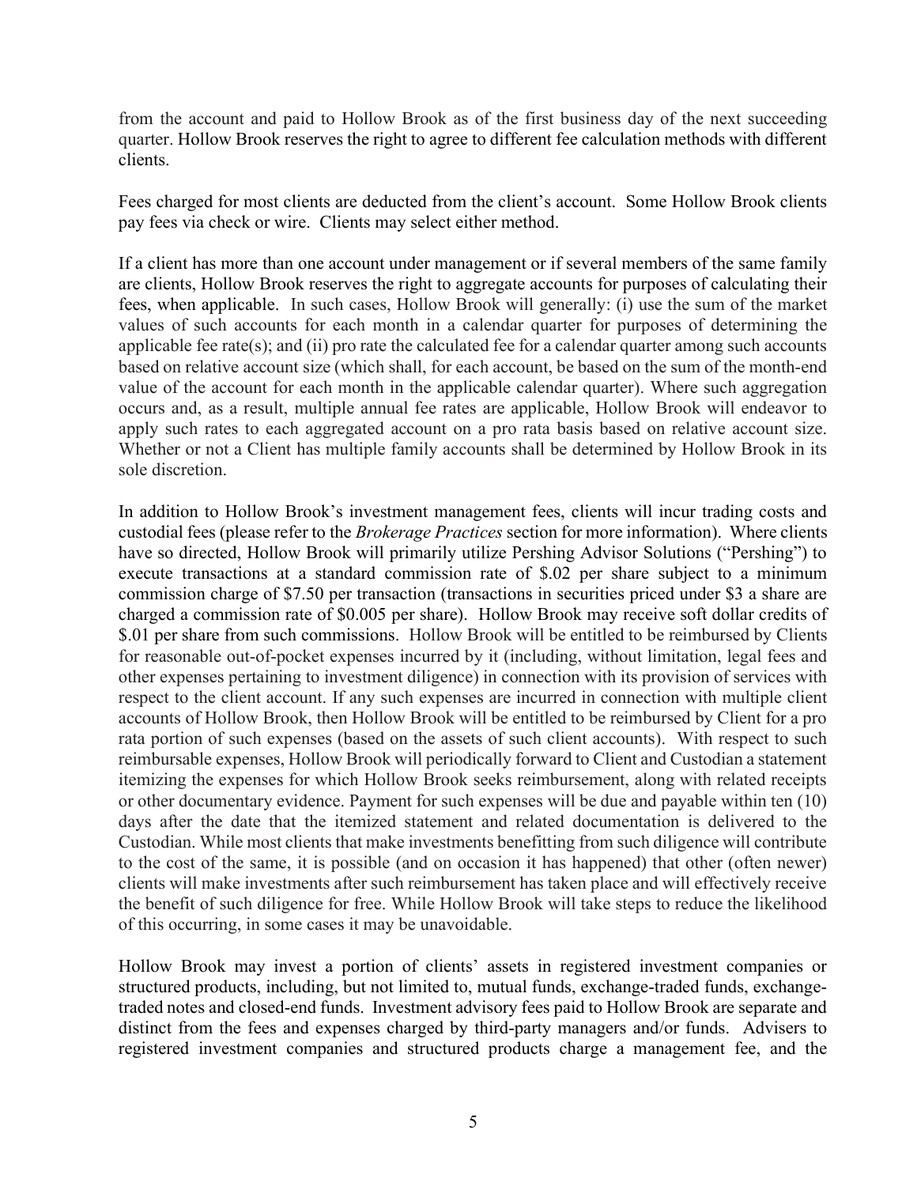from the account and paid to Hollow Brook as of the first business day of the next succeeding quarter. Hollow Brook reserves the right to agree to different fee calculation methods with different clients.

Fees charged for most clients are deducted from the client's account. Some Hollow Brook clients pay fees via check or wire. Clients may select either method.

If a client has more than one account under management or if several members of the same family are clients, Hollow Brook reserves the right to aggregate accounts for purposes of calculating their fees, when applicable. In such cases, Hollow Brook will generally: (i) use the sum of the market values of such accounts for each month in a calendar quarter for purposes of determining the applicable fee rate(s); and (ii) pro rate the calculated fee for a calendar quarter among such accounts based on relative account size (which shall, for each account, be based on the sum of the month-end value of the account for each month in the applicable calendar quarter). Where such aggregation occurs and, as a result, multiple annual fee rates are applicable, Hollow Brook will endeavor to apply such rates to each aggregated account on a pro rata basis based on relative account size. Whether or not a Client has multiple family accounts shall be determined by Hollow Brook in its sole discretion.

In addition to Hollow Brook's investment management fees, clients will incur trading costs and custodial fees (please refer to the *Brokerage Practices* section for more information). Where clients have so directed, Hollow Brook will primarily utilize Pershing Advisor Solutions ("Pershing") to execute transactions at a standard commission rate of $.02 per share subject to a minimum commission charge of $7.50 per transaction (transactions in securities priced under $3 a share are charged a commission rate of $0.005 per share). Hollow Brook may receive soft dollar credits of $.01 per share from such commissions. Hollow Brook will be entitled to be reimbursed by Clients for reasonable out-of-pocket expenses incurred by it (including, without limitation, legal fees and other expenses pertaining to investment diligence) in connection with its provision of services with respect to the client account. If any such expenses are incurred in connection with multiple client accounts of Hollow Brook, then Hollow Brook will be entitled to be reimbursed by Client for a pro rata portion of such expenses (based on the assets of such client accounts). With respect to such reimbursable expenses, Hollow Brook will periodically forward to Client and Custodian a statement itemizing the expenses for which Hollow Brook seeks reimbursement, along with related receipts or other documentary evidence. Payment for such expenses will be due and payable within ten (10) days after the date that the itemized statement and related documentation is delivered to the Custodian. While most clients that make investments benefitting from such diligence will contribute to the cost of the same, it is possible (and on occasion it has happened) that other (often newer) clients will make investments after such reimbursement has taken place and will effectively receive the benefit of such diligence for free. While Hollow Brook will take steps to reduce the likelihood of this occurring, in some cases it may be unavoidable.

Hollow Brook may invest a portion of clients' assets in registered investment companies or structured products, including, but not limited to, mutual funds, exchange-traded funds, exchange-traded notes and closed-end funds. Investment advisory fees paid to Hollow Brook are separate and distinct from the fees and expenses charged by third-party managers and/or funds. Advisers to registered investment companies and structured products charge a management fee, and the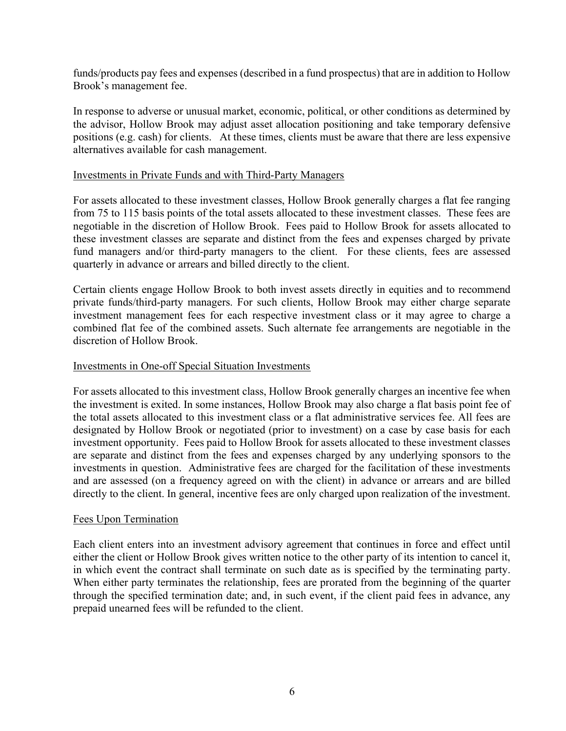funds/products pay fees and expenses (described in a fund prospectus) that are in addition to Hollow Brook's management fee.

In response to adverse or unusual market, economic, political, or other conditions as determined by the advisor, Hollow Brook may adjust asset allocation positioning and take temporary defensive positions (e.g. cash) for clients. At these times, clients must be aware that there are less expensive alternatives available for cash management.

### Investments in Private Funds and with Third-Party Managers

For assets allocated to these investment classes, Hollow Brook generally charges a flat fee ranging from 75 to 115 basis points of the total assets allocated to these investment classes. These fees are negotiable in the discretion of Hollow Brook. Fees paid to Hollow Brook for assets allocated to these investment classes are separate and distinct from the fees and expenses charged by private fund managers and/or third-party managers to the client. For these clients, fees are assessed quarterly in advance or arrears and billed directly to the client.

Certain clients engage Hollow Brook to both invest assets directly in equities and to recommend private funds/third-party managers. For such clients, Hollow Brook may either charge separate investment management fees for each respective investment class or it may agree to charge a combined flat fee of the combined assets. Such alternate fee arrangements are negotiable in the discretion of Hollow Brook.

### Investments in One-off Special Situation Investments

For assets allocated to this investment class, Hollow Brook generally charges an incentive fee when the investment is exited. In some instances, Hollow Brook may also charge a flat basis point fee of the total assets allocated to this investment class or a flat administrative services fee. All fees are designated by Hollow Brook or negotiated (prior to investment) on a case by case basis for each investment opportunity. Fees paid to Hollow Brook for assets allocated to these investment classes are separate and distinct from the fees and expenses charged by any underlying sponsors to the investments in question. Administrative fees are charged for the facilitation of these investments and are assessed (on a frequency agreed on with the client) in advance or arrears and are billed directly to the client. In general, incentive fees are only charged upon realization of the investment.

### Fees Upon Termination

Each client enters into an investment advisory agreement that continues in force and effect until either the client or Hollow Brook gives written notice to the other party of its intention to cancel it, in which event the contract shall terminate on such date as is specified by the terminating party. When either party terminates the relationship, fees are prorated from the beginning of the quarter through the specified termination date; and, in such event, if the client paid fees in advance, any prepaid unearned fees will be refunded to the client.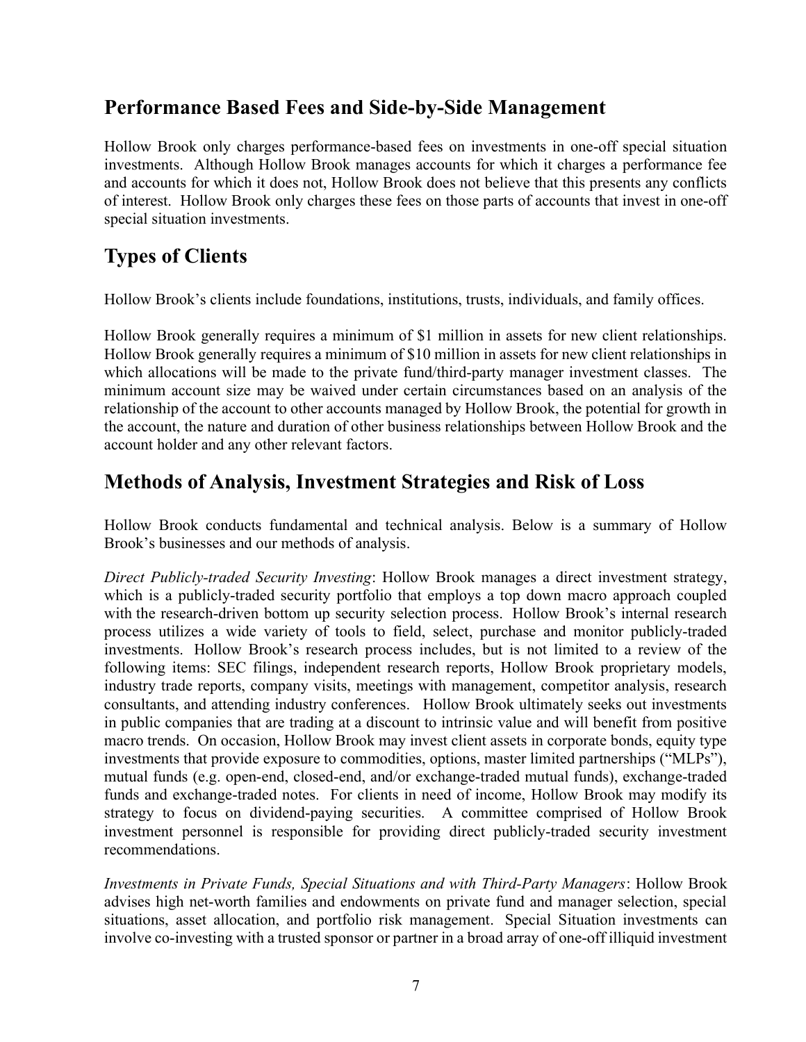## Performance Based Fees and Side-by-Side Management

Hollow Brook only charges performance-based fees on investments in one-off special situation investments. Although Hollow Brook manages accounts for which it charges a performance fee and accounts for which it does not, Hollow Brook does not believe that this presents any conflicts of interest. Hollow Brook only charges these fees on those parts of accounts that invest in one-off special situation investments.

## Types of Clients

Hollow Brook's clients include foundations, institutions, trusts, individuals, and family offices.

Hollow Brook generally requires a minimum of $1 million in assets for new client relationships. Hollow Brook generally requires a minimum of $10 million in assets for new client relationships in which allocations will be made to the private fund/third-party manager investment classes. The minimum account size may be waived under certain circumstances based on an analysis of the relationship of the account to other accounts managed by Hollow Brook, the potential for growth in the account, the nature and duration of other business relationships between Hollow Brook and the account holder and any other relevant factors.

## Methods of Analysis, Investment Strategies and Risk of Loss

Hollow Brook conducts fundamental and technical analysis. Below is a summary of Hollow Brook's businesses and our methods of analysis.

*Direct Publicly-traded Security Investing*: Hollow Brook manages a direct investment strategy, which is a publicly-traded security portfolio that employs a top down macro approach coupled with the research-driven bottom up security selection process. Hollow Brook's internal research process utilizes a wide variety of tools to field, select, purchase and monitor publicly-traded investments. Hollow Brook's research process includes, but is not limited to a review of the following items: SEC filings, independent research reports, Hollow Brook proprietary models, industry trade reports, company visits, meetings with management, competitor analysis, research consultants, and attending industry conferences. Hollow Brook ultimately seeks out investments in public companies that are trading at a discount to intrinsic value and will benefit from positive macro trends. On occasion, Hollow Brook may invest client assets in corporate bonds, equity type investments that provide exposure to commodities, options, master limited partnerships ("MLPs"), mutual funds (e.g. open-end, closed-end, and/or exchange-traded mutual funds), exchange-traded funds and exchange-traded notes. For clients in need of income, Hollow Brook may modify its strategy to focus on dividend-paying securities. A committee comprised of Hollow Brook investment personnel is responsible for providing direct publicly-traded security investment recommendations.

*Investments in Private Funds, Special Situations and with Third-Party Managers*: Hollow Brook advises high net-worth families and endowments on private fund and manager selection, special situations, asset allocation, and portfolio risk management. Special Situation investments can involve co-investing with a trusted sponsor or partner in a broad array of one-off illiquid investment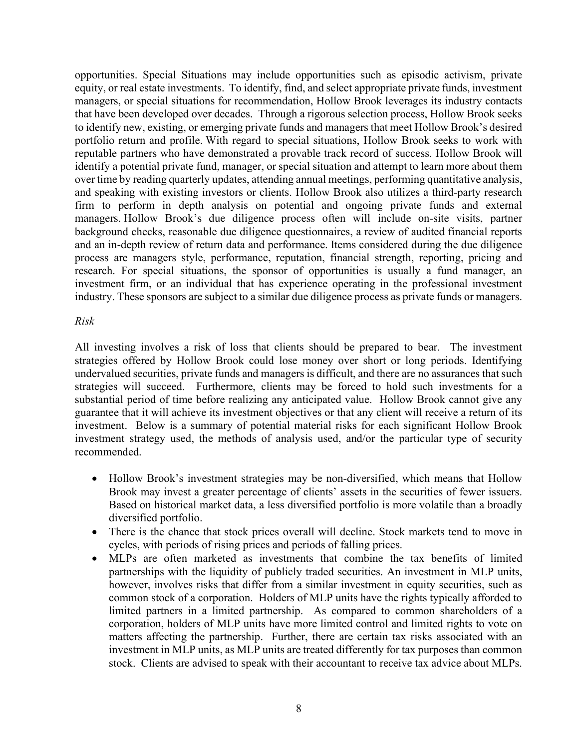opportunities. Special Situations may include opportunities such as episodic activism, private equity, or real estate investments. To identify, find, and select appropriate private funds, investment managers, or special situations for recommendation, Hollow Brook leverages its industry contacts that have been developed over decades. Through a rigorous selection process, Hollow Brook seeks to identify new, existing, or emerging private funds and managers that meet Hollow Brook's desired portfolio return and profile. With regard to special situations, Hollow Brook seeks to work with reputable partners who have demonstrated a provable track record of success. Hollow Brook will identify a potential private fund, manager, or special situation and attempt to learn more about them over time by reading quarterly updates, attending annual meetings, performing quantitative analysis, and speaking with existing investors or clients. Hollow Brook also utilizes a third-party research firm to perform in depth analysis on potential and ongoing private funds and external managers. Hollow Brook's due diligence process often will include on-site visits, partner background checks, reasonable due diligence questionnaires, a review of audited financial reports and an in-depth review of return data and performance. Items considered during the due diligence process are managers style, performance, reputation, financial strength, reporting, pricing and research. For special situations, the sponsor of opportunities is usually a fund manager, an investment firm, or an individual that has experience operating in the professional investment industry. These sponsors are subject to a similar due diligence process as private funds or managers.

*Risk*

All investing involves a risk of loss that clients should be prepared to bear. The investment strategies offered by Hollow Brook could lose money over short or long periods. Identifying undervalued securities, private funds and managers is difficult, and there are no assurances that such strategies will succeed. Furthermore, clients may be forced to hold such investments for a substantial period of time before realizing any anticipated value. Hollow Brook cannot give any guarantee that it will achieve its investment objectives or that any client will receive a return of its investment. Below is a summary of potential material risks for each significant Hollow Brook investment strategy used, the methods of analysis used, and/or the particular type of security recommended.

- Hollow Brook's investment strategies may be non-diversified, which means that Hollow Brook may invest a greater percentage of clients' assets in the securities of fewer issuers. Based on historical market data, a less diversified portfolio is more volatile than a broadly diversified portfolio.
- There is the chance that stock prices overall will decline. Stock markets tend to move in cycles, with periods of rising prices and periods of falling prices.
- MLPs are often marketed as investments that combine the tax benefits of limited partnerships with the liquidity of publicly traded securities. An investment in MLP units, however, involves risks that differ from a similar investment in equity securities, such as common stock of a corporation. Holders of MLP units have the rights typically afforded to limited partners in a limited partnership. As compared to common shareholders of a corporation, holders of MLP units have more limited control and limited rights to vote on matters affecting the partnership. Further, there are certain tax risks associated with an investment in MLP units, as MLP units are treated differently for tax purposes than common stock. Clients are advised to speak with their accountant to receive tax advice about MLPs.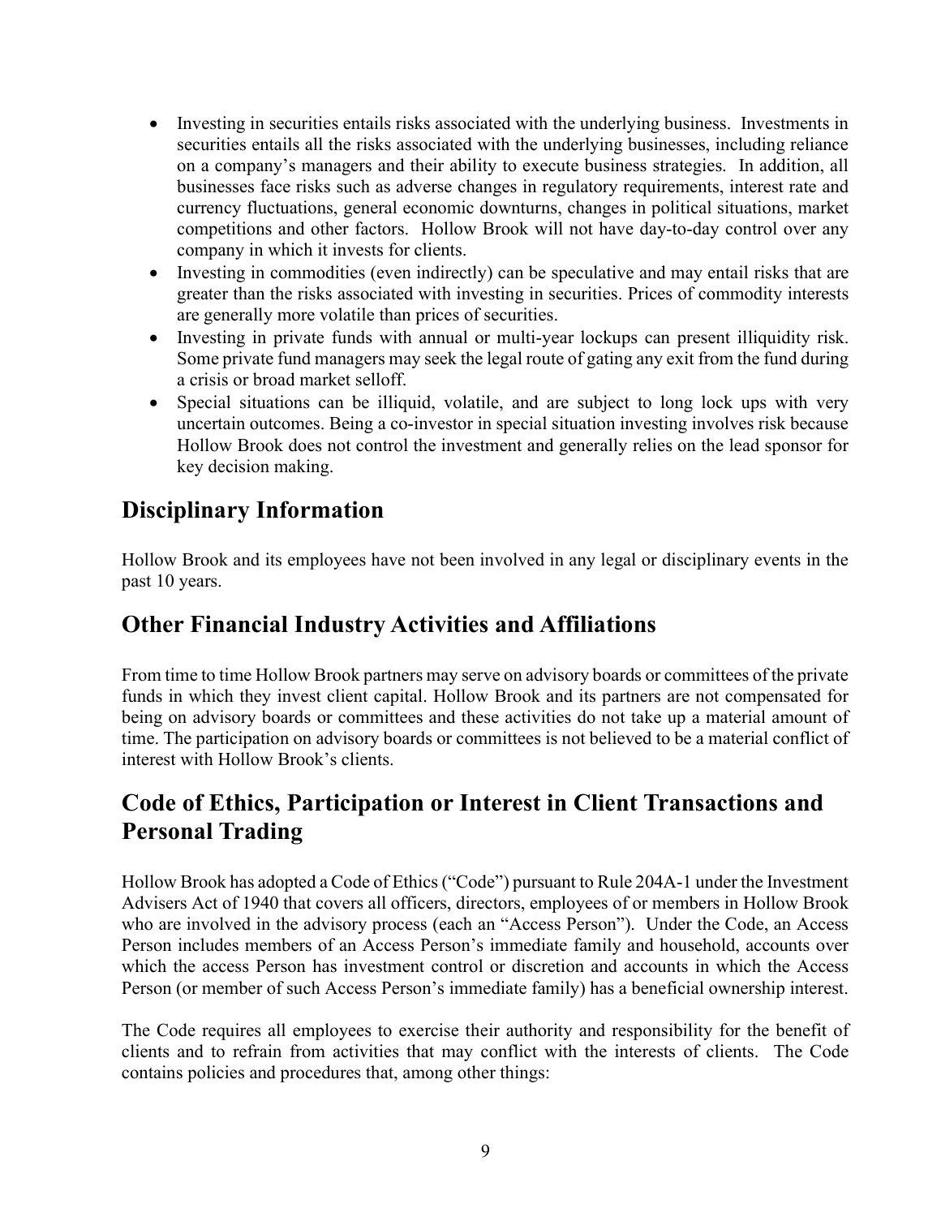- Investing in securities entails risks associated with the underlying business. Investments in securities entails all the risks associated with the underlying businesses, including reliance on a company's managers and their ability to execute business strategies. In addition, all businesses face risks such as adverse changes in regulatory requirements, interest rate and currency fluctuations, general economic downturns, changes in political situations, market competitions and other factors. Hollow Brook will not have day-to-day control over any company in which it invests for clients.
- Investing in commodities (even indirectly) can be speculative and may entail risks that are greater than the risks associated with investing in securities. Prices of commodity interests are generally more volatile than prices of securities.
- Investing in private funds with annual or multi-year lockups can present illiquidity risk. Some private fund managers may seek the legal route of gating any exit from the fund during a crisis or broad market selloff.
- Special situations can be illiquid, volatile, and are subject to long lock ups with very uncertain outcomes. Being a co-investor in special situation investing involves risk because Hollow Brook does not control the investment and generally relies on the lead sponsor for key decision making.

## Disciplinary Information

Hollow Brook and its employees have not been involved in any legal or disciplinary events in the past 10 years.

## Other Financial Industry Activities and Affiliations

From time to time Hollow Brook partners may serve on advisory boards or committees of the private funds in which they invest client capital. Hollow Brook and its partners are not compensated for being on advisory boards or committees and these activities do not take up a material amount of time. The participation on advisory boards or committees is not believed to be a material conflict of interest with Hollow Brook's clients.

## Code of Ethics, Participation or Interest in Client Transactions and Personal Trading

Hollow Brook has adopted a Code of Ethics ("Code") pursuant to Rule 204A-1 under the Investment Advisers Act of 1940 that covers all officers, directors, employees of or members in Hollow Brook who are involved in the advisory process (each an "Access Person"). Under the Code, an Access Person includes members of an Access Person's immediate family and household, accounts over which the access Person has investment control or discretion and accounts in which the Access Person (or member of such Access Person's immediate family) has a beneficial ownership interest.

The Code requires all employees to exercise their authority and responsibility for the benefit of clients and to refrain from activities that may conflict with the interests of clients. The Code contains policies and procedures that, among other things: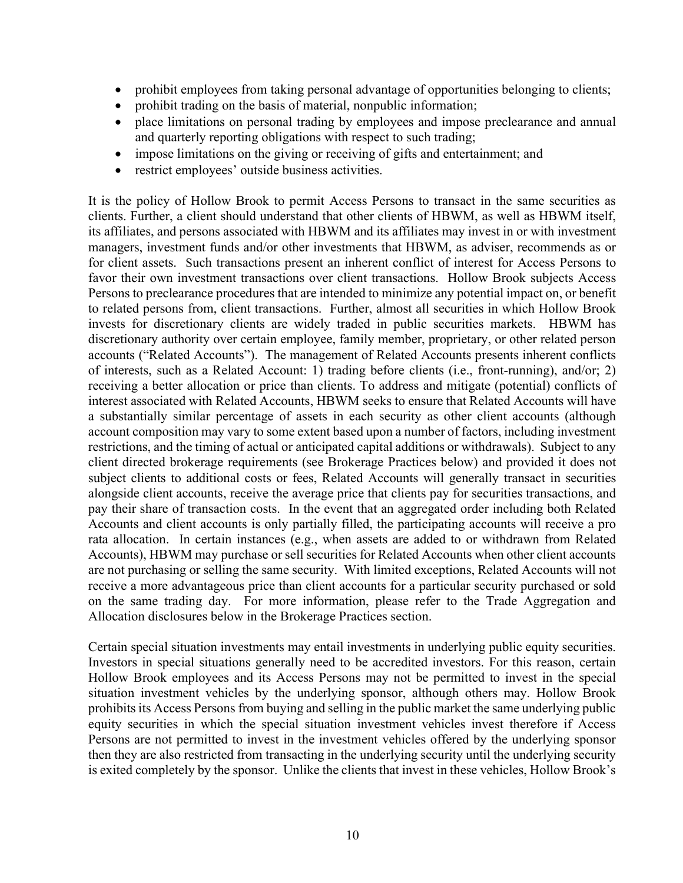- prohibit employees from taking personal advantage of opportunities belonging to clients;
- prohibit trading on the basis of material, nonpublic information;
- place limitations on personal trading by employees and impose preclearance and annual and quarterly reporting obligations with respect to such trading;
- impose limitations on the giving or receiving of gifts and entertainment; and
- restrict employees' outside business activities.

It is the policy of Hollow Brook to permit Access Persons to transact in the same securities as clients. Further, a client should understand that other clients of HBWM, as well as HBWM itself, its affiliates, and persons associated with HBWM and its affiliates may invest in or with investment managers, investment funds and/or other investments that HBWM, as adviser, recommends as or for client assets. Such transactions present an inherent conflict of interest for Access Persons to favor their own investment transactions over client transactions. Hollow Brook subjects Access Persons to preclearance procedures that are intended to minimize any potential impact on, or benefit to related persons from, client transactions. Further, almost all securities in which Hollow Brook invests for discretionary clients are widely traded in public securities markets. HBWM has discretionary authority over certain employee, family member, proprietary, or other related person accounts ("Related Accounts"). The management of Related Accounts presents inherent conflicts of interests, such as a Related Account: 1) trading before clients (i.e., front-running), and/or; 2) receiving a better allocation or price than clients. To address and mitigate (potential) conflicts of interest associated with Related Accounts, HBWM seeks to ensure that Related Accounts will have a substantially similar percentage of assets in each security as other client accounts (although account composition may vary to some extent based upon a number of factors, including investment restrictions, and the timing of actual or anticipated capital additions or withdrawals). Subject to any client directed brokerage requirements (see Brokerage Practices below) and provided it does not subject clients to additional costs or fees, Related Accounts will generally transact in securities alongside client accounts, receive the average price that clients pay for securities transactions, and pay their share of transaction costs. In the event that an aggregated order including both Related Accounts and client accounts is only partially filled, the participating accounts will receive a pro rata allocation. In certain instances (e.g., when assets are added to or withdrawn from Related Accounts), HBWM may purchase or sell securities for Related Accounts when other client accounts are not purchasing or selling the same security. With limited exceptions, Related Accounts will not receive a more advantageous price than client accounts for a particular security purchased or sold on the same trading day. For more information, please refer to the Trade Aggregation and Allocation disclosures below in the Brokerage Practices section.

Certain special situation investments may entail investments in underlying public equity securities. Investors in special situations generally need to be accredited investors. For this reason, certain Hollow Brook employees and its Access Persons may not be permitted to invest in the special situation investment vehicles by the underlying sponsor, although others may. Hollow Brook prohibits its Access Persons from buying and selling in the public market the same underlying public equity securities in which the special situation investment vehicles invest therefore if Access Persons are not permitted to invest in the investment vehicles offered by the underlying sponsor then they are also restricted from transacting in the underlying security until the underlying security is exited completely by the sponsor. Unlike the clients that invest in these vehicles, Hollow Brook's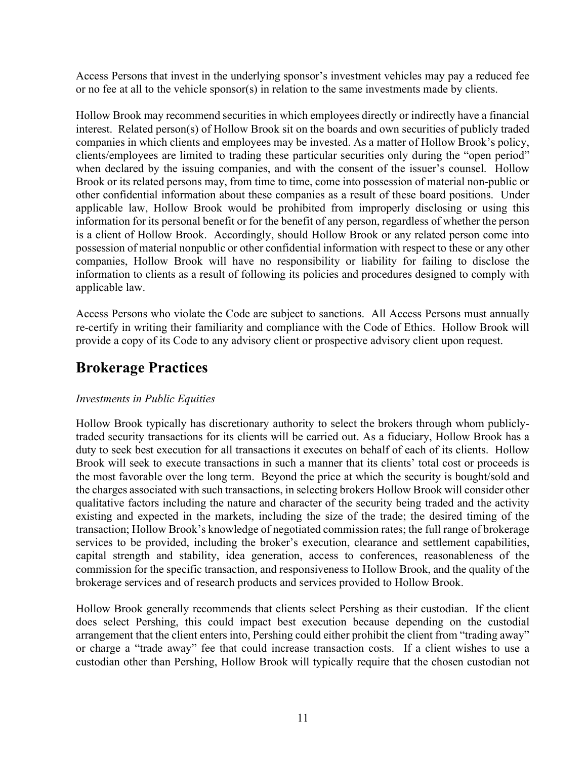Access Persons that invest in the underlying sponsor's investment vehicles may pay a reduced fee or no fee at all to the vehicle sponsor(s) in relation to the same investments made by clients.

Hollow Brook may recommend securities in which employees directly or indirectly have a financial interest. Related person(s) of Hollow Brook sit on the boards and own securities of publicly traded companies in which clients and employees may be invested. As a matter of Hollow Brook's policy, clients/employees are limited to trading these particular securities only during the "open period" when declared by the issuing companies, and with the consent of the issuer's counsel. Hollow Brook or its related persons may, from time to time, come into possession of material non-public or other confidential information about these companies as a result of these board positions. Under applicable law, Hollow Brook would be prohibited from improperly disclosing or using this information for its personal benefit or for the benefit of any person, regardless of whether the person is a client of Hollow Brook. Accordingly, should Hollow Brook or any related person come into possession of material nonpublic or other confidential information with respect to these or any other companies, Hollow Brook will have no responsibility or liability for failing to disclose the information to clients as a result of following its policies and procedures designed to comply with applicable law.

Access Persons who violate the Code are subject to sanctions. All Access Persons must annually re-certify in writing their familiarity and compliance with the Code of Ethics. Hollow Brook will provide a copy of its Code to any advisory client or prospective advisory client upon request.

## Brokerage Practices

*Investments in Public Equities*

Hollow Brook typically has discretionary authority to select the brokers through whom publicly-traded security transactions for its clients will be carried out. As a fiduciary, Hollow Brook has a duty to seek best execution for all transactions it executes on behalf of each of its clients. Hollow Brook will seek to execute transactions in such a manner that its clients' total cost or proceeds is the most favorable over the long term. Beyond the price at which the security is bought/sold and the charges associated with such transactions, in selecting brokers Hollow Brook will consider other qualitative factors including the nature and character of the security being traded and the activity existing and expected in the markets, including the size of the trade; the desired timing of the transaction; Hollow Brook's knowledge of negotiated commission rates; the full range of brokerage services to be provided, including the broker's execution, clearance and settlement capabilities, capital strength and stability, idea generation, access to conferences, reasonableness of the commission for the specific transaction, and responsiveness to Hollow Brook, and the quality of the brokerage services and of research products and services provided to Hollow Brook.

Hollow Brook generally recommends that clients select Pershing as their custodian. If the client does select Pershing, this could impact best execution because depending on the custodial arrangement that the client enters into, Pershing could either prohibit the client from "trading away" or charge a "trade away" fee that could increase transaction costs. If a client wishes to use a custodian other than Pershing, Hollow Brook will typically require that the chosen custodian not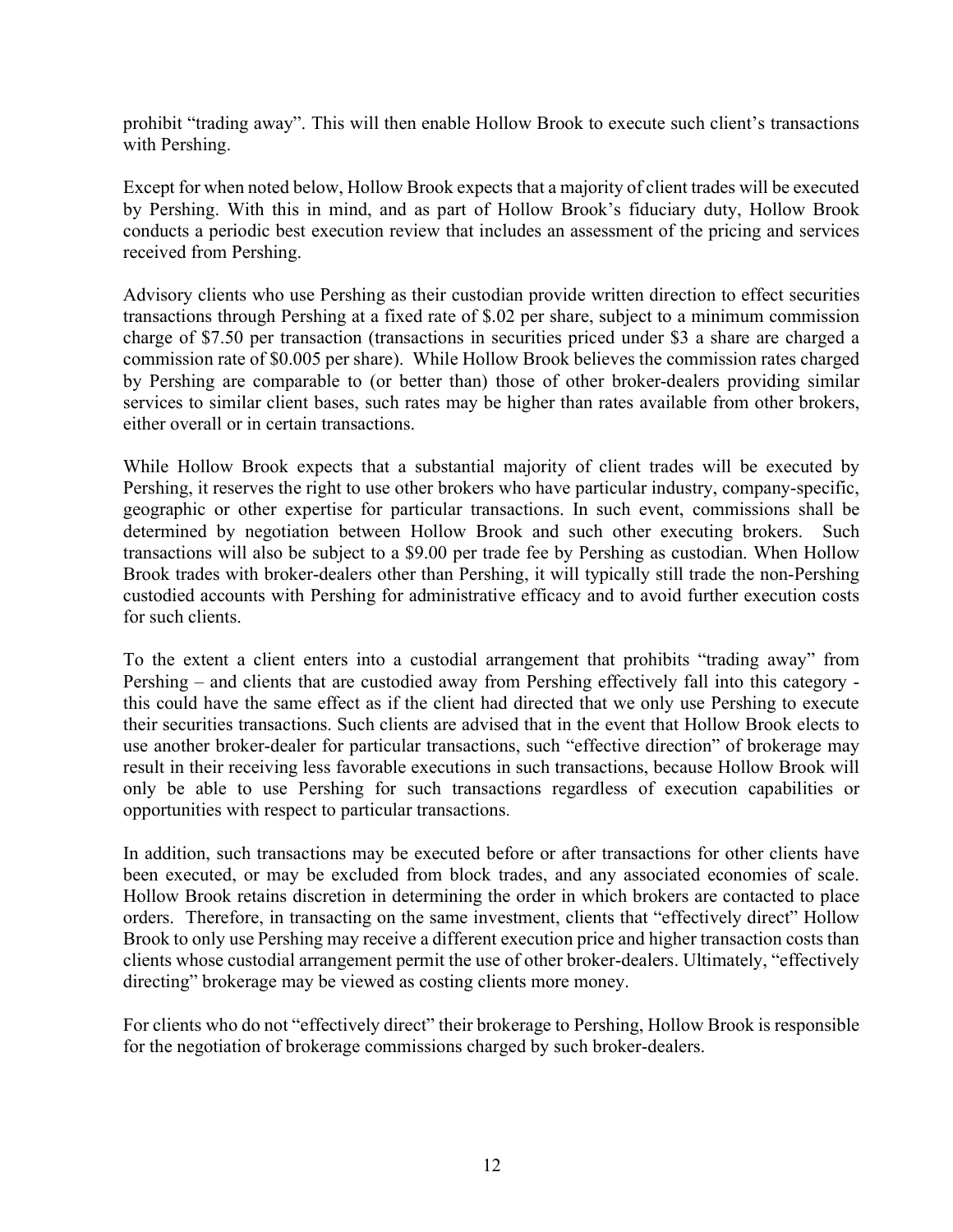prohibit "trading away". This will then enable Hollow Brook to execute such client's transactions with Pershing.

Except for when noted below, Hollow Brook expects that a majority of client trades will be executed by Pershing. With this in mind, and as part of Hollow Brook's fiduciary duty, Hollow Brook conducts a periodic best execution review that includes an assessment of the pricing and services received from Pershing.

Advisory clients who use Pershing as their custodian provide written direction to effect securities transactions through Pershing at a fixed rate of $.02 per share, subject to a minimum commission charge of $7.50 per transaction (transactions in securities priced under $3 a share are charged a commission rate of $0.005 per share). While Hollow Brook believes the commission rates charged by Pershing are comparable to (or better than) those of other broker-dealers providing similar services to similar client bases, such rates may be higher than rates available from other brokers, either overall or in certain transactions.

While Hollow Brook expects that a substantial majority of client trades will be executed by Pershing, it reserves the right to use other brokers who have particular industry, company-specific, geographic or other expertise for particular transactions. In such event, commissions shall be determined by negotiation between Hollow Brook and such other executing brokers. Such transactions will also be subject to a $9.00 per trade fee by Pershing as custodian. When Hollow Brook trades with broker-dealers other than Pershing, it will typically still trade the non-Pershing custodied accounts with Pershing for administrative efficacy and to avoid further execution costs for such clients.

To the extent a client enters into a custodial arrangement that prohibits "trading away" from Pershing – and clients that are custodied away from Pershing effectively fall into this category - this could have the same effect as if the client had directed that we only use Pershing to execute their securities transactions. Such clients are advised that in the event that Hollow Brook elects to use another broker-dealer for particular transactions, such "effective direction" of brokerage may result in their receiving less favorable executions in such transactions, because Hollow Brook will only be able to use Pershing for such transactions regardless of execution capabilities or opportunities with respect to particular transactions.

In addition, such transactions may be executed before or after transactions for other clients have been executed, or may be excluded from block trades, and any associated economies of scale. Hollow Brook retains discretion in determining the order in which brokers are contacted to place orders. Therefore, in transacting on the same investment, clients that "effectively direct" Hollow Brook to only use Pershing may receive a different execution price and higher transaction costs than clients whose custodial arrangement permit the use of other broker-dealers. Ultimately, "effectively directing" brokerage may be viewed as costing clients more money.

For clients who do not "effectively direct" their brokerage to Pershing, Hollow Brook is responsible for the negotiation of brokerage commissions charged by such broker-dealers.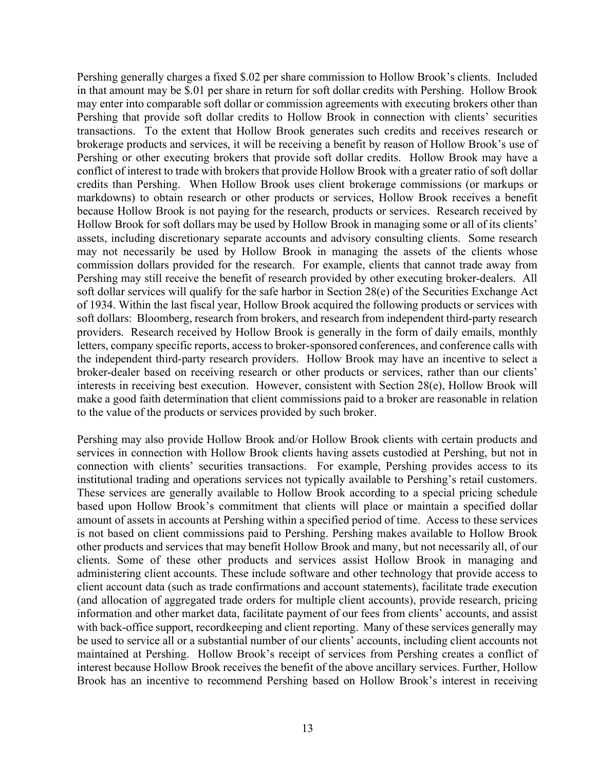Pershing generally charges a fixed $.02 per share commission to Hollow Brook's clients. Included in that amount may be $.01 per share in return for soft dollar credits with Pershing. Hollow Brook may enter into comparable soft dollar or commission agreements with executing brokers other than Pershing that provide soft dollar credits to Hollow Brook in connection with clients' securities transactions. To the extent that Hollow Brook generates such credits and receives research or brokerage products and services, it will be receiving a benefit by reason of Hollow Brook's use of Pershing or other executing brokers that provide soft dollar credits. Hollow Brook may have a conflict of interest to trade with brokers that provide Hollow Brook with a greater ratio of soft dollar credits than Pershing. When Hollow Brook uses client brokerage commissions (or markups or markdowns) to obtain research or other products or services, Hollow Brook receives a benefit because Hollow Brook is not paying for the research, products or services. Research received by Hollow Brook for soft dollars may be used by Hollow Brook in managing some or all of its clients' assets, including discretionary separate accounts and advisory consulting clients. Some research may not necessarily be used by Hollow Brook in managing the assets of the clients whose commission dollars provided for the research. For example, clients that cannot trade away from Pershing may still receive the benefit of research provided by other executing broker-dealers. All soft dollar services will qualify for the safe harbor in Section 28(e) of the Securities Exchange Act of 1934. Within the last fiscal year, Hollow Brook acquired the following products or services with soft dollars: Bloomberg, research from brokers, and research from independent third-party research providers. Research received by Hollow Brook is generally in the form of daily emails, monthly letters, company specific reports, access to broker-sponsored conferences, and conference calls with the independent third-party research providers. Hollow Brook may have an incentive to select a broker-dealer based on receiving research or other products or services, rather than our clients' interests in receiving best execution. However, consistent with Section 28(e), Hollow Brook will make a good faith determination that client commissions paid to a broker are reasonable in relation to the value of the products or services provided by such broker.

Pershing may also provide Hollow Brook and/or Hollow Brook clients with certain products and services in connection with Hollow Brook clients having assets custodied at Pershing, but not in connection with clients' securities transactions. For example, Pershing provides access to its institutional trading and operations services not typically available to Pershing's retail customers. These services are generally available to Hollow Brook according to a special pricing schedule based upon Hollow Brook's commitment that clients will place or maintain a specified dollar amount of assets in accounts at Pershing within a specified period of time. Access to these services is not based on client commissions paid to Pershing. Pershing makes available to Hollow Brook other products and services that may benefit Hollow Brook and many, but not necessarily all, of our clients. Some of these other products and services assist Hollow Brook in managing and administering client accounts. These include software and other technology that provide access to client account data (such as trade confirmations and account statements), facilitate trade execution (and allocation of aggregated trade orders for multiple client accounts), provide research, pricing information and other market data, facilitate payment of our fees from clients' accounts, and assist with back-office support, recordkeeping and client reporting. Many of these services generally may be used to service all or a substantial number of our clients' accounts, including client accounts not maintained at Pershing. Hollow Brook's receipt of services from Pershing creates a conflict of interest because Hollow Brook receives the benefit of the above ancillary services. Further, Hollow Brook has an incentive to recommend Pershing based on Hollow Brook's interest in receiving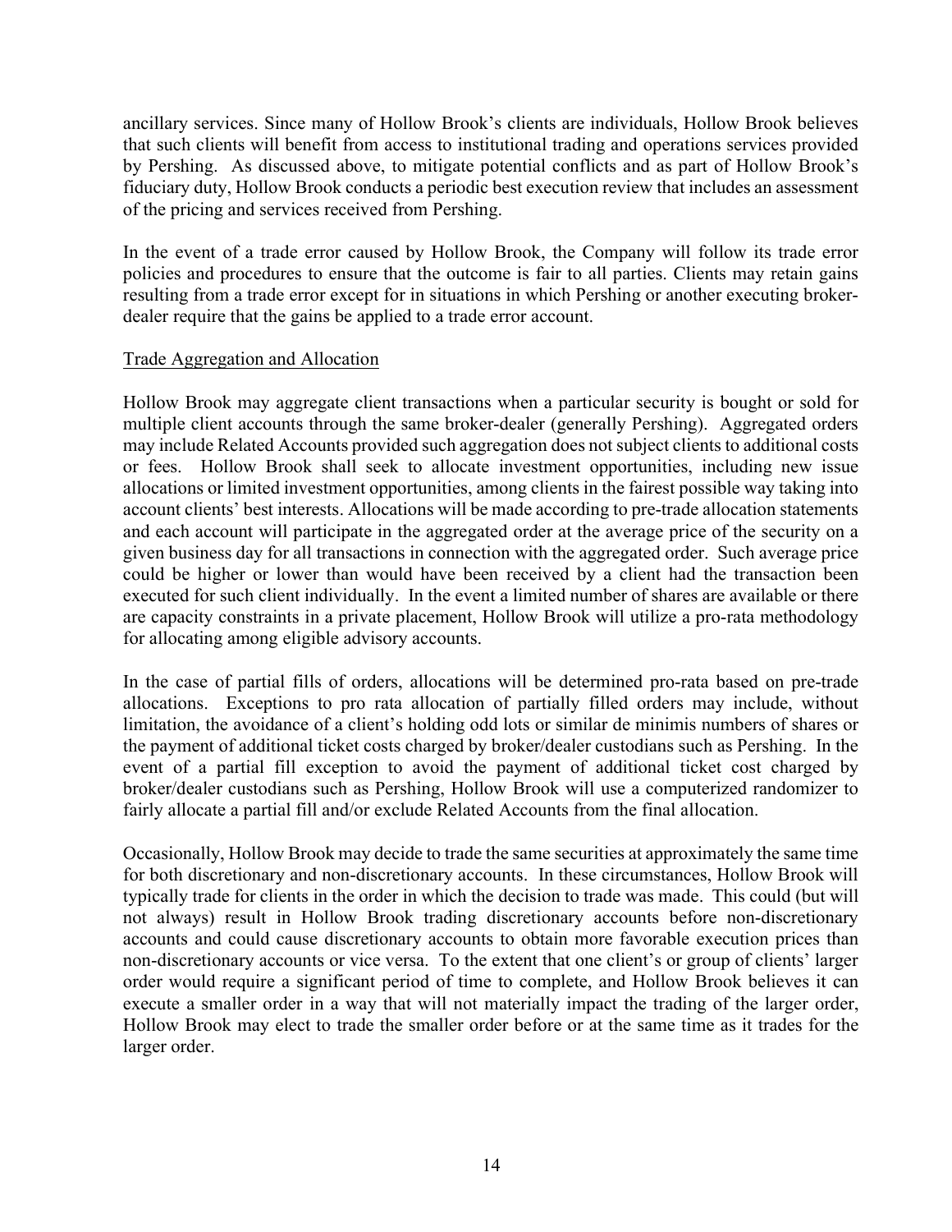ancillary services. Since many of Hollow Brook's clients are individuals, Hollow Brook believes that such clients will benefit from access to institutional trading and operations services provided by Pershing. As discussed above, to mitigate potential conflicts and as part of Hollow Brook's fiduciary duty, Hollow Brook conducts a periodic best execution review that includes an assessment of the pricing and services received from Pershing.

In the event of a trade error caused by Hollow Brook, the Company will follow its trade error policies and procedures to ensure that the outcome is fair to all parties. Clients may retain gains resulting from a trade error except for in situations in which Pershing or another executing broker-dealer require that the gains be applied to a trade error account.

Trade Aggregation and Allocation

Hollow Brook may aggregate client transactions when a particular security is bought or sold for multiple client accounts through the same broker-dealer (generally Pershing). Aggregated orders may include Related Accounts provided such aggregation does not subject clients to additional costs or fees. Hollow Brook shall seek to allocate investment opportunities, including new issue allocations or limited investment opportunities, among clients in the fairest possible way taking into account clients' best interests. Allocations will be made according to pre-trade allocation statements and each account will participate in the aggregated order at the average price of the security on a given business day for all transactions in connection with the aggregated order. Such average price could be higher or lower than would have been received by a client had the transaction been executed for such client individually. In the event a limited number of shares are available or there are capacity constraints in a private placement, Hollow Brook will utilize a pro-rata methodology for allocating among eligible advisory accounts.

In the case of partial fills of orders, allocations will be determined pro-rata based on pre-trade allocations. Exceptions to pro rata allocation of partially filled orders may include, without limitation, the avoidance of a client's holding odd lots or similar de minimis numbers of shares or the payment of additional ticket costs charged by broker/dealer custodians such as Pershing. In the event of a partial fill exception to avoid the payment of additional ticket cost charged by broker/dealer custodians such as Pershing, Hollow Brook will use a computerized randomizer to fairly allocate a partial fill and/or exclude Related Accounts from the final allocation.

Occasionally, Hollow Brook may decide to trade the same securities at approximately the same time for both discretionary and non-discretionary accounts. In these circumstances, Hollow Brook will typically trade for clients in the order in which the decision to trade was made. This could (but will not always) result in Hollow Brook trading discretionary accounts before non-discretionary accounts and could cause discretionary accounts to obtain more favorable execution prices than non-discretionary accounts or vice versa. To the extent that one client's or group of clients' larger order would require a significant period of time to complete, and Hollow Brook believes it can execute a smaller order in a way that will not materially impact the trading of the larger order, Hollow Brook may elect to trade the smaller order before or at the same time as it trades for the larger order.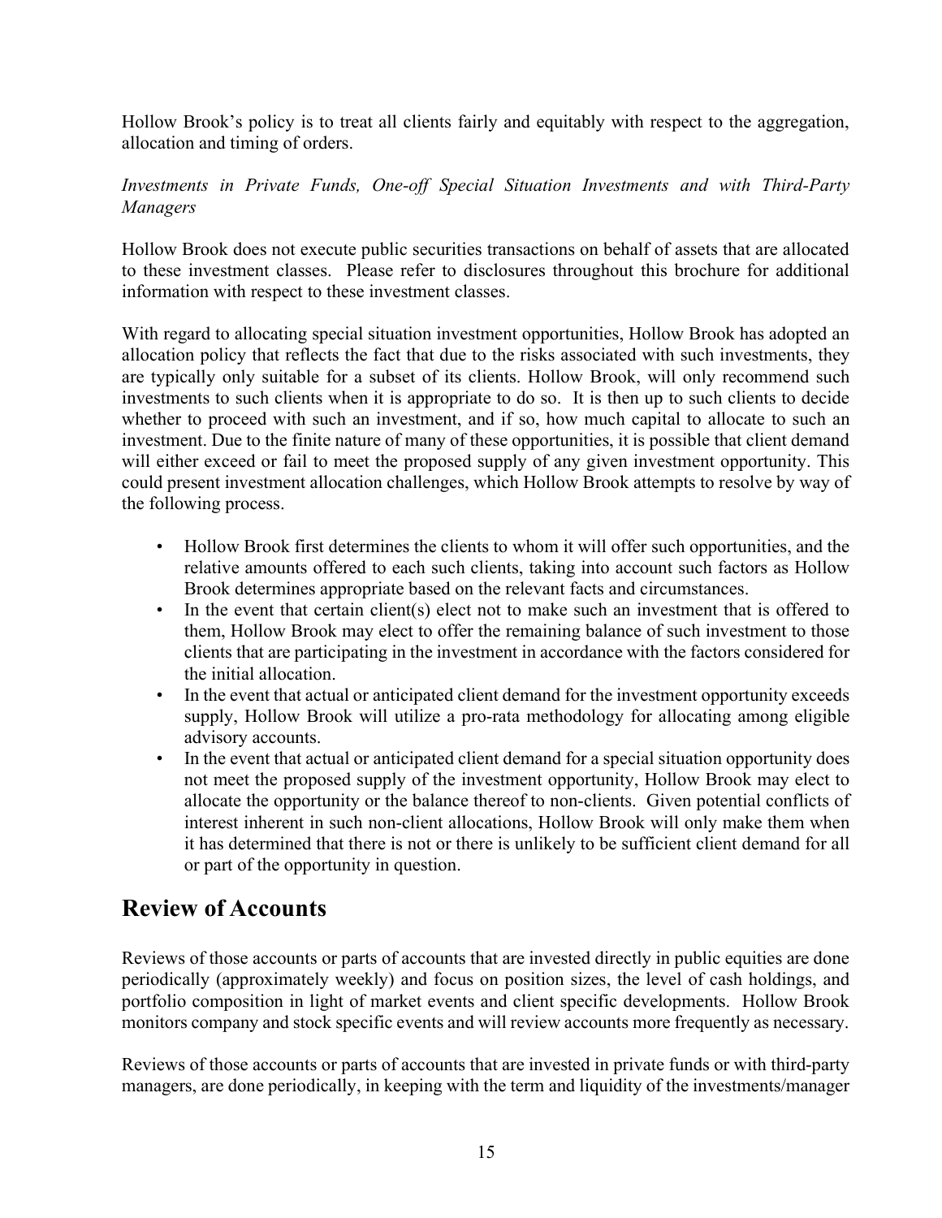Hollow Brook's policy is to treat all clients fairly and equitably with respect to the aggregation, allocation and timing of orders.

*Investments in Private Funds, One-off Special Situation Investments and with Third-Party Managers*

Hollow Brook does not execute public securities transactions on behalf of assets that are allocated to these investment classes. Please refer to disclosures throughout this brochure for additional information with respect to these investment classes.

With regard to allocating special situation investment opportunities, Hollow Brook has adopted an allocation policy that reflects the fact that due to the risks associated with such investments, they are typically only suitable for a subset of its clients. Hollow Brook, will only recommend such investments to such clients when it is appropriate to do so. It is then up to such clients to decide whether to proceed with such an investment, and if so, how much capital to allocate to such an investment. Due to the finite nature of many of these opportunities, it is possible that client demand will either exceed or fail to meet the proposed supply of any given investment opportunity. This could present investment allocation challenges, which Hollow Brook attempts to resolve by way of the following process.

- Hollow Brook first determines the clients to whom it will offer such opportunities, and the relative amounts offered to each such clients, taking into account such factors as Hollow Brook determines appropriate based on the relevant facts and circumstances.
- In the event that certain client(s) elect not to make such an investment that is offered to them, Hollow Brook may elect to offer the remaining balance of such investment to those clients that are participating in the investment in accordance with the factors considered for the initial allocation.
- In the event that actual or anticipated client demand for the investment opportunity exceeds supply, Hollow Brook will utilize a pro-rata methodology for allocating among eligible advisory accounts.
- In the event that actual or anticipated client demand for a special situation opportunity does not meet the proposed supply of the investment opportunity, Hollow Brook may elect to allocate the opportunity or the balance thereof to non-clients. Given potential conflicts of interest inherent in such non-client allocations, Hollow Brook will only make them when it has determined that there is not or there is unlikely to be sufficient client demand for all or part of the opportunity in question.

## Review of Accounts

Reviews of those accounts or parts of accounts that are invested directly in public equities are done periodically (approximately weekly) and focus on position sizes, the level of cash holdings, and portfolio composition in light of market events and client specific developments. Hollow Brook monitors company and stock specific events and will review accounts more frequently as necessary.

Reviews of those accounts or parts of accounts that are invested in private funds or with third-party managers, are done periodically, in keeping with the term and liquidity of the investments/manager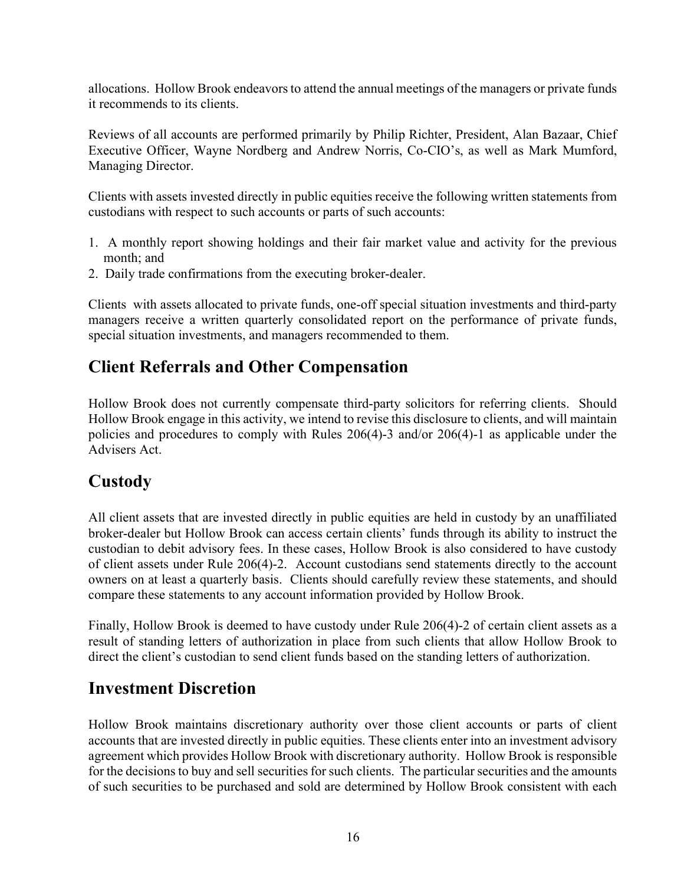allocations. Hollow Brook endeavors to attend the annual meetings of the managers or private funds it recommends to its clients.

Reviews of all accounts are performed primarily by Philip Richter, President, Alan Bazaar, Chief Executive Officer, Wayne Nordberg and Andrew Norris, Co-CIO's, as well as Mark Mumford, Managing Director.

Clients with assets invested directly in public equities receive the following written statements from custodians with respect to such accounts or parts of such accounts:

1. A monthly report showing holdings and their fair market value and activity for the previous month; and
2. Daily trade confirmations from the executing broker-dealer.

Clients with assets allocated to private funds, one-off special situation investments and third-party managers receive a written quarterly consolidated report on the performance of private funds, special situation investments, and managers recommended to them.

## Client Referrals and Other Compensation

Hollow Brook does not currently compensate third-party solicitors for referring clients. Should Hollow Brook engage in this activity, we intend to revise this disclosure to clients, and will maintain policies and procedures to comply with Rules 206(4)-3 and/or 206(4)-1 as applicable under the Advisers Act.

## Custody

All client assets that are invested directly in public equities are held in custody by an unaffiliated broker-dealer but Hollow Brook can access certain clients' funds through its ability to instruct the custodian to debit advisory fees. In these cases, Hollow Brook is also considered to have custody of client assets under Rule 206(4)-2. Account custodians send statements directly to the account owners on at least a quarterly basis. Clients should carefully review these statements, and should compare these statements to any account information provided by Hollow Brook.

Finally, Hollow Brook is deemed to have custody under Rule 206(4)-2 of certain client assets as a result of standing letters of authorization in place from such clients that allow Hollow Brook to direct the client's custodian to send client funds based on the standing letters of authorization.

## Investment Discretion

Hollow Brook maintains discretionary authority over those client accounts or parts of client accounts that are invested directly in public equities. These clients enter into an investment advisory agreement which provides Hollow Brook with discretionary authority. Hollow Brook is responsible for the decisions to buy and sell securities for such clients. The particular securities and the amounts of such securities to be purchased and sold are determined by Hollow Brook consistent with each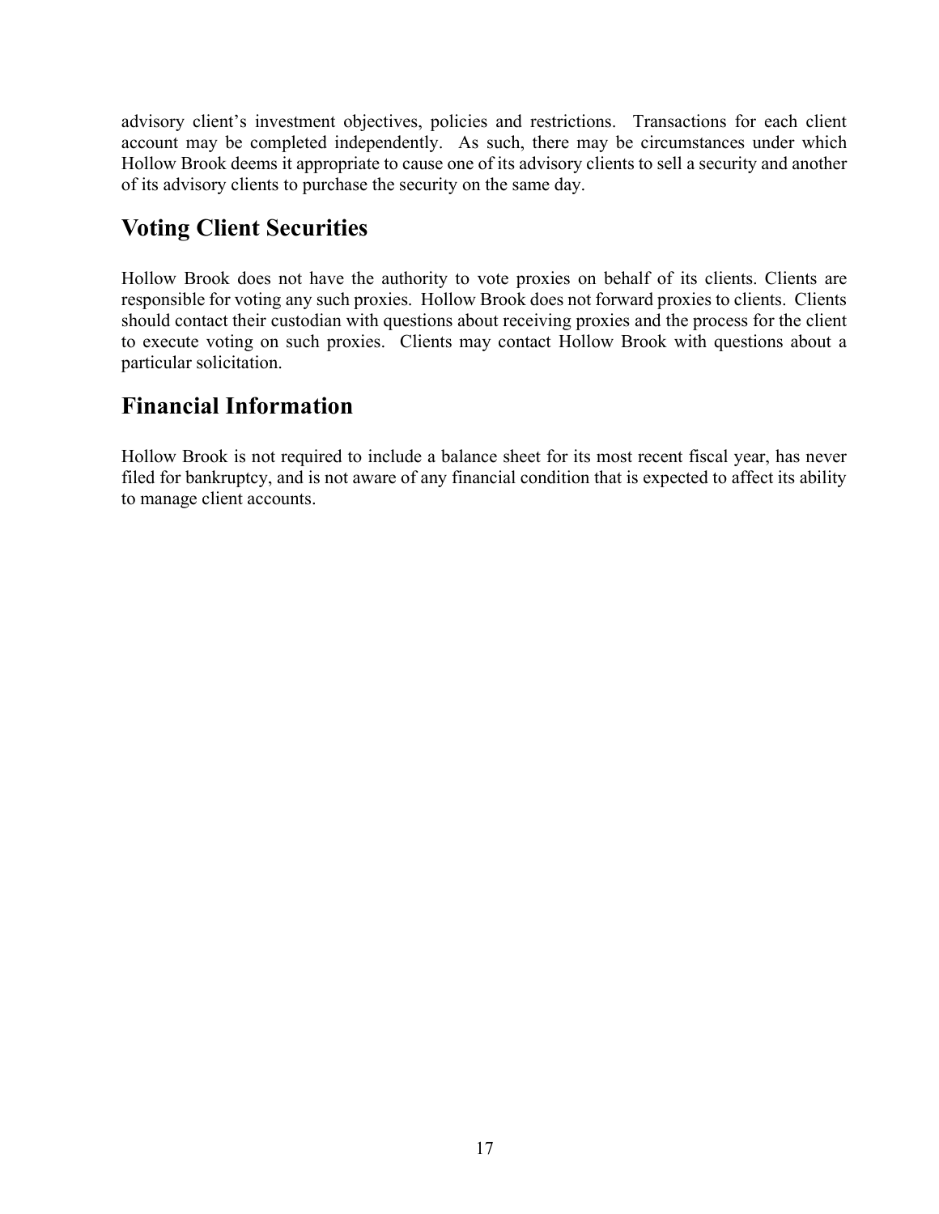advisory client's investment objectives, policies and restrictions. Transactions for each client account may be completed independently. As such, there may be circumstances under which Hollow Brook deems it appropriate to cause one of its advisory clients to sell a security and another of its advisory clients to purchase the security on the same day.

## Voting Client Securities

Hollow Brook does not have the authority to vote proxies on behalf of its clients. Clients are responsible for voting any such proxies. Hollow Brook does not forward proxies to clients. Clients should contact their custodian with questions about receiving proxies and the process for the client to execute voting on such proxies. Clients may contact Hollow Brook with questions about a particular solicitation.

## Financial Information

Hollow Brook is not required to include a balance sheet for its most recent fiscal year, has never filed for bankruptcy, and is not aware of any financial condition that is expected to affect its ability to manage client accounts.